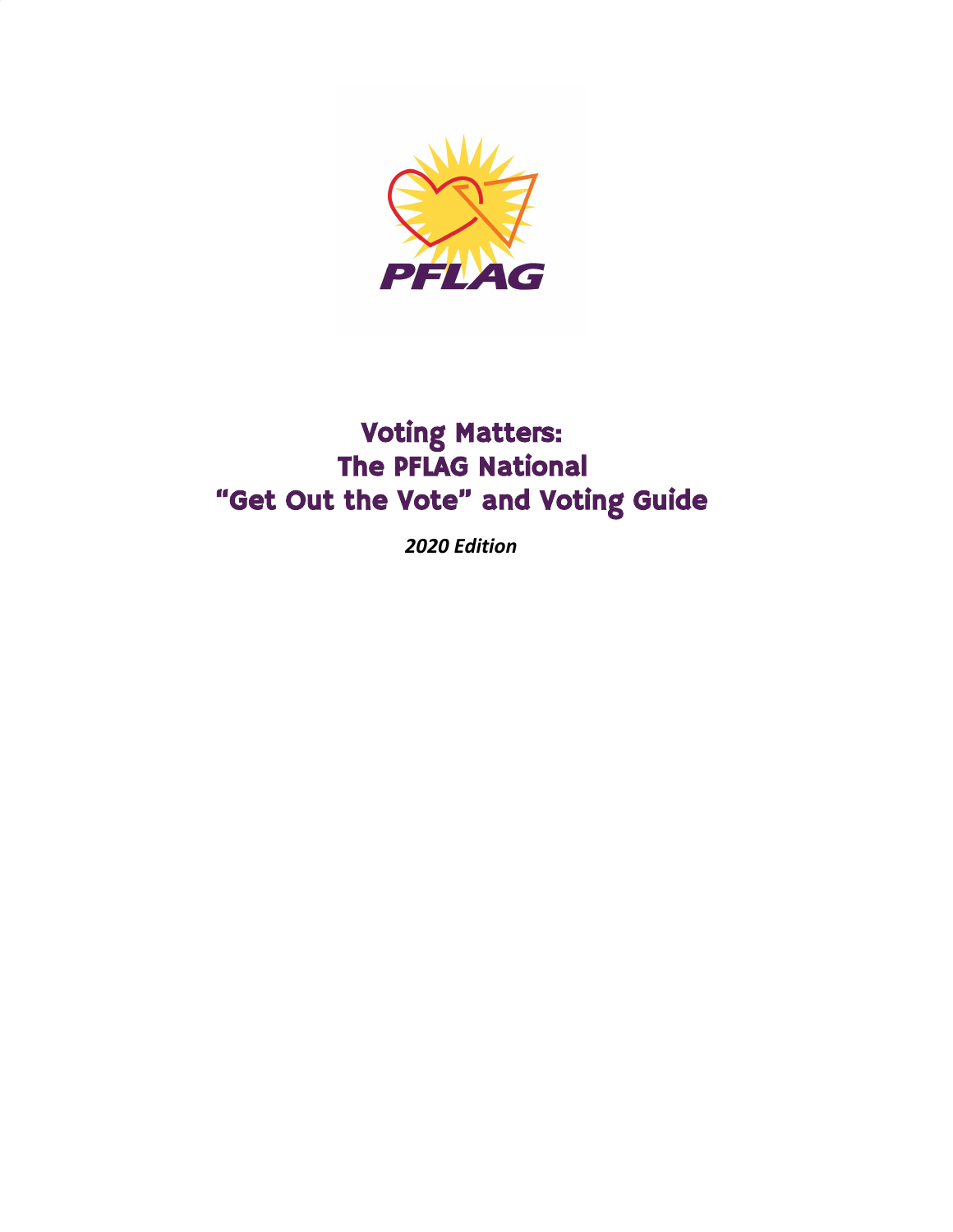PFLAG

# Voting Matters:
# The PFLAG National
# “Get Out the Vote” and Voting Guide

***2020 Edition***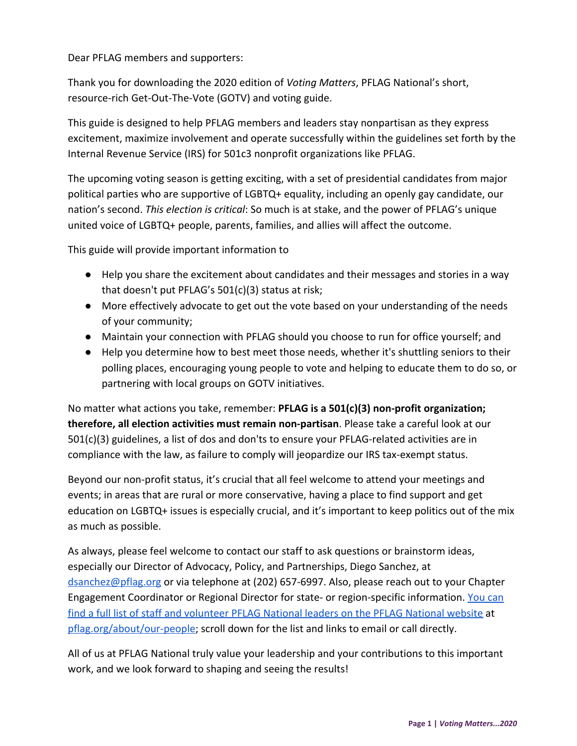Dear PFLAG members and supporters:

Thank you for downloading the 2020 edition of *Voting Matters*, PFLAG National's short, resource-rich Get-Out-The-Vote (GOTV) and voting guide.

This guide is designed to help PFLAG members and leaders stay nonpartisan as they express excitement, maximize involvement and operate successfully within the guidelines set forth by the Internal Revenue Service (IRS) for 501c3 nonprofit organizations like PFLAG.

The upcoming voting season is getting exciting, with a set of presidential candidates from major political parties who are supportive of LGBTQ+ equality, including an openly gay candidate, our nation's second. *This election is critical*: So much is at stake, and the power of PFLAG's unique united voice of LGBTQ+ people, parents, families, and allies will affect the outcome.

This guide will provide important information to

- Help you share the excitement about candidates and their messages and stories in a way that doesn't put PFLAG's 501(c)(3) status at risk;
- More effectively advocate to get out the vote based on your understanding of the needs of your community;
- Maintain your connection with PFLAG should you choose to run for office yourself; and
- Help you determine how to best meet those needs, whether it's shuttling seniors to their polling places, encouraging young people to vote and helping to educate them to do so, or partnering with local groups on GOTV initiatives.

No matter what actions you take, remember: **PFLAG is a 501(c)(3) non-profit organization; therefore, all election activities must remain non-partisan**. Please take a careful look at our 501(c)(3) guidelines, a list of dos and don'ts to ensure your PFLAG-related activities are in compliance with the law, as failure to comply will jeopardize our IRS tax-exempt status.

Beyond our non-profit status, it's crucial that all feel welcome to attend your meetings and events; in areas that are rural or more conservative, having a place to find support and get education on LGBTQ+ issues is especially crucial, and it's important to keep politics out of the mix as much as possible.

As always, please feel welcome to contact our staff to ask questions or brainstorm ideas, especially our Director of Advocacy, Policy, and Partnerships, Diego Sanchez, at dsanchez@pflag.org or via telephone at (202) 657-6997. Also, please reach out to your Chapter Engagement Coordinator or Regional Director for state- or region-specific information. You can find a full list of staff and volunteer PFLAG National leaders on the PFLAG National website at pflag.org/about/our-people; scroll down for the list and links to email or call directly.

All of us at PFLAG National truly value your leadership and your contributions to this important work, and we look forward to shaping and seeing the results!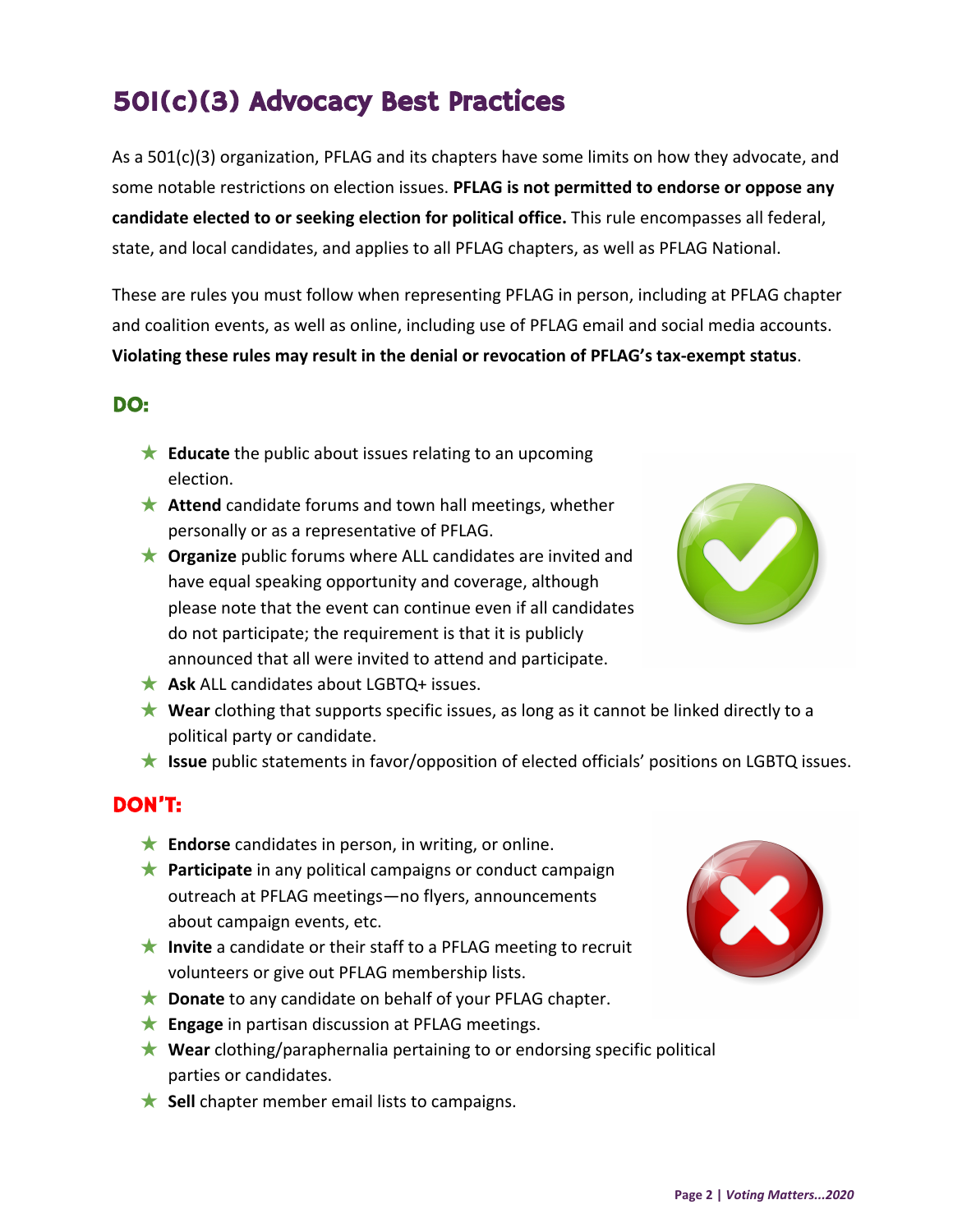# 501(c)(3) Advocacy Best Practices

As a 501(c)(3) organization, PFLAG and its chapters have some limits on how they advocate, and some notable restrictions on election issues. **PFLAG is not permitted to endorse or oppose any candidate elected to or seeking election for political office.** This rule encompasses all federal, state, and local candidates, and applies to all PFLAG chapters, as well as PFLAG National.

These are rules you must follow when representing PFLAG in person, including at PFLAG chapter and coalition events, as well as online, including use of PFLAG email and social media accounts. **Violating these rules may result in the denial or revocation of PFLAG's tax-exempt status**.

## DO:

- **Educate** the public about issues relating to an upcoming election.
- **Attend** candidate forums and town hall meetings, whether personally or as a representative of PFLAG.
- **Organize** public forums where ALL candidates are invited and have equal speaking opportunity and coverage, although please note that the event can continue even if all candidates do not participate; the requirement is that it is publicly announced that all were invited to attend and participate.
- **Ask** ALL candidates about LGBTQ+ issues.
- **Wear** clothing that supports specific issues, as long as it cannot be linked directly to a political party or candidate.
- **Issue** public statements in favor/opposition of elected officials' positions on LGBTQ issues.

## DON'T:

- **Endorse** candidates in person, in writing, or online.
- **Participate** in any political campaigns or conduct campaign outreach at PFLAG meetings—no flyers, announcements about campaign events, etc.
- **Invite** a candidate or their staff to a PFLAG meeting to recruit volunteers or give out PFLAG membership lists.
- **Donate** to any candidate on behalf of your PFLAG chapter.
- **Engage** in partisan discussion at PFLAG meetings.
- **Wear** clothing/paraphernalia pertaining to or endorsing specific political parties or candidates.
- **Sell** chapter member email lists to campaigns.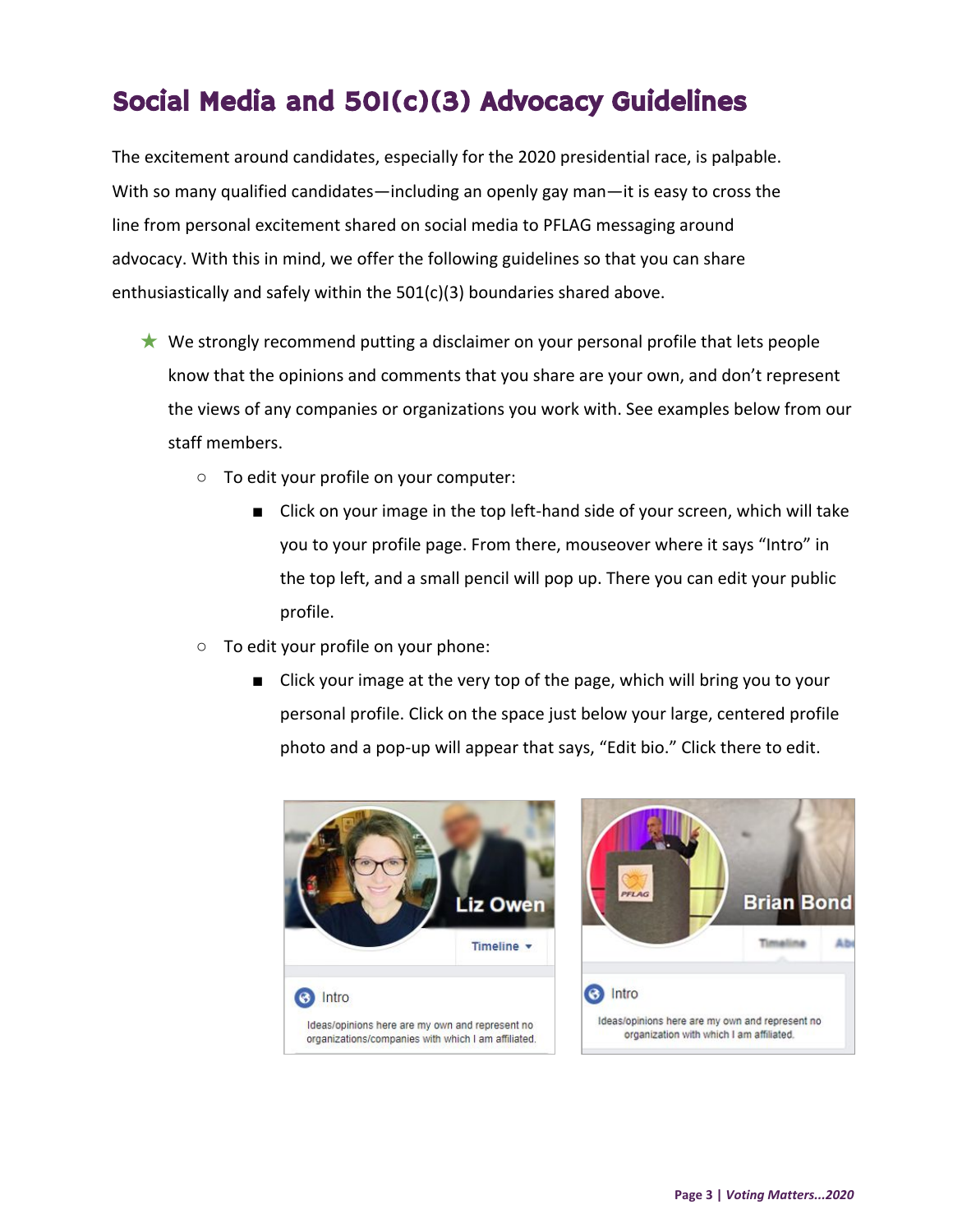# Social Media and 501(c)(3) Advocacy Guidelines

The excitement around candidates, especially for the 2020 presidential race, is palpable. With so many qualified candidates—including an openly gay man—it is easy to cross the line from personal excitement shared on social media to PFLAG messaging around advocacy. With this in mind, we offer the following guidelines so that you can share enthusiastically and safely within the 501(c)(3) boundaries shared above.

- We strongly recommend putting a disclaimer on your personal profile that lets people know that the opinions and comments that you share are your own, and don't represent the views of any companies or organizations you work with. See examples below from our staff members.
  - To edit your profile on your computer:
    - Click on your image in the top left-hand side of your screen, which will take you to your profile page. From there, mouseover where it says "Intro" in the top left, and a small pencil will pop up. There you can edit your public profile.
  - To edit your profile on your phone:
    - Click your image at the very top of the page, which will bring you to your personal profile. Click on the space just below your large, centered profile photo and a pop-up will appear that says, "Edit bio." Click there to edit.

Liz Owen
Timeline
Intro
Ideas/opinions here are my own and represent no organizations/companies with which I am affiliated.

Brian Bond
Timeline
Intro
Ideas/opinions here are my own and represent no organization with which I am affiliated.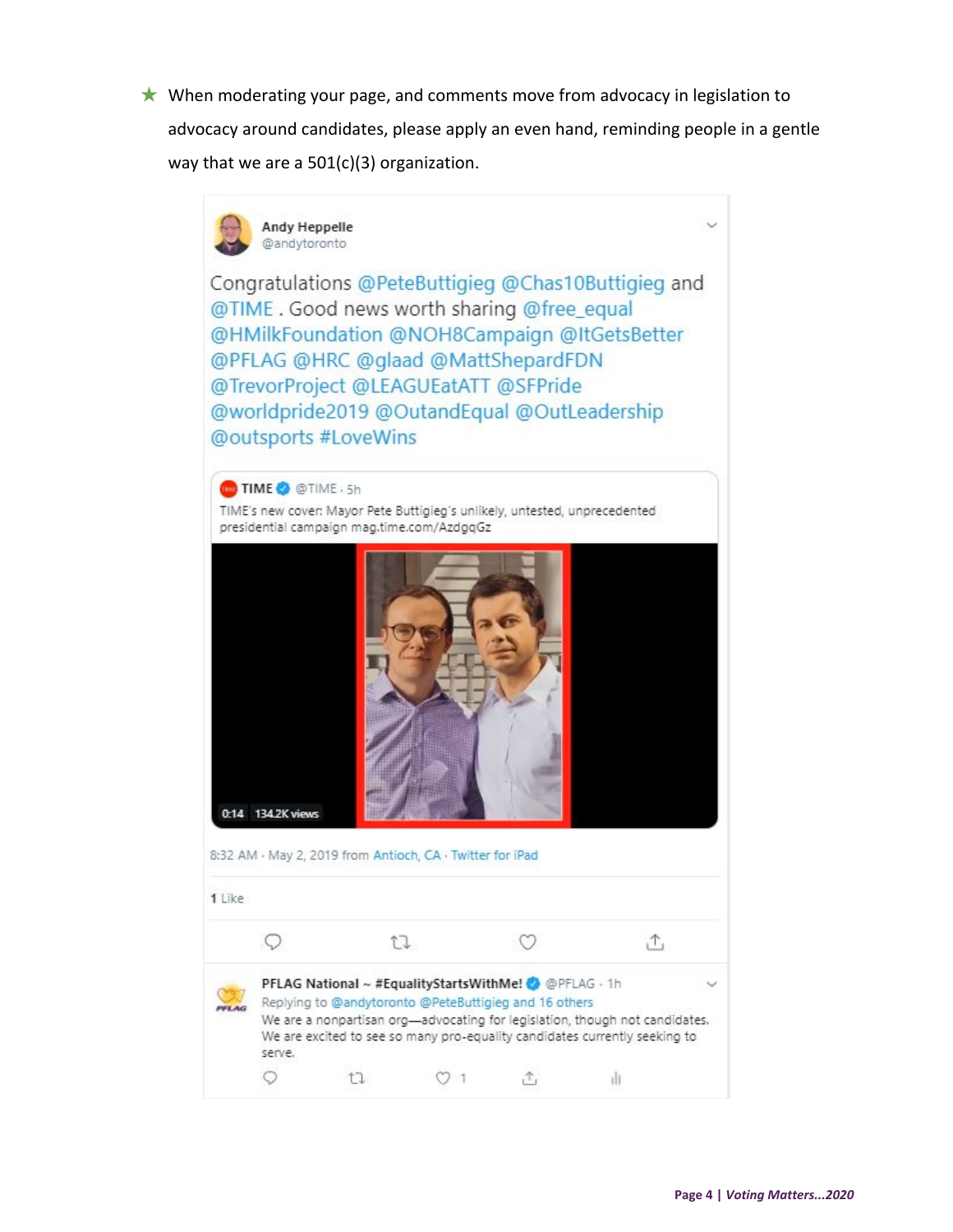★ When moderating your page, and comments move from advocacy in legislation to advocacy around candidates, please apply an even hand, reminding people in a gentle way that we are a 501(c)(3) organization.

**Andy Heppelle**
@andytoronto

Congratulations @PeteButtigieg @Chas10Buttigieg and @TIME . Good news worth sharing @free_equal @HMilkFoundation @NOH8Campaign @ItGetsBetter @PFLAG @HRC @glaad @MattShepardFDN @TrevorProject @LEAGUEatATT @SFPride @worldpride2019 @OutandEqual @OutLeadership @outsports #LoveWins

> **TIME** @TIME · 5h
> TIME's new cover: Mayor Pete Buttigieg's unlikely, untested, unprecedented presidential campaign mag.time.com/AzdgqGz
>
> 0:14 134.2K views

8:32 AM · May 2, 2019 from Antioch, CA · Twitter for iPad

1 Like

**PFLAG National ~ #EqualityStartsWithMe!** @PFLAG · 1h
Replying to @andytoronto @PeteButtigieg and 16 others
We are a nonpartisan org—advocating for legislation, though not candidates. We are excited to see so many pro-equality candidates currently seeking to serve.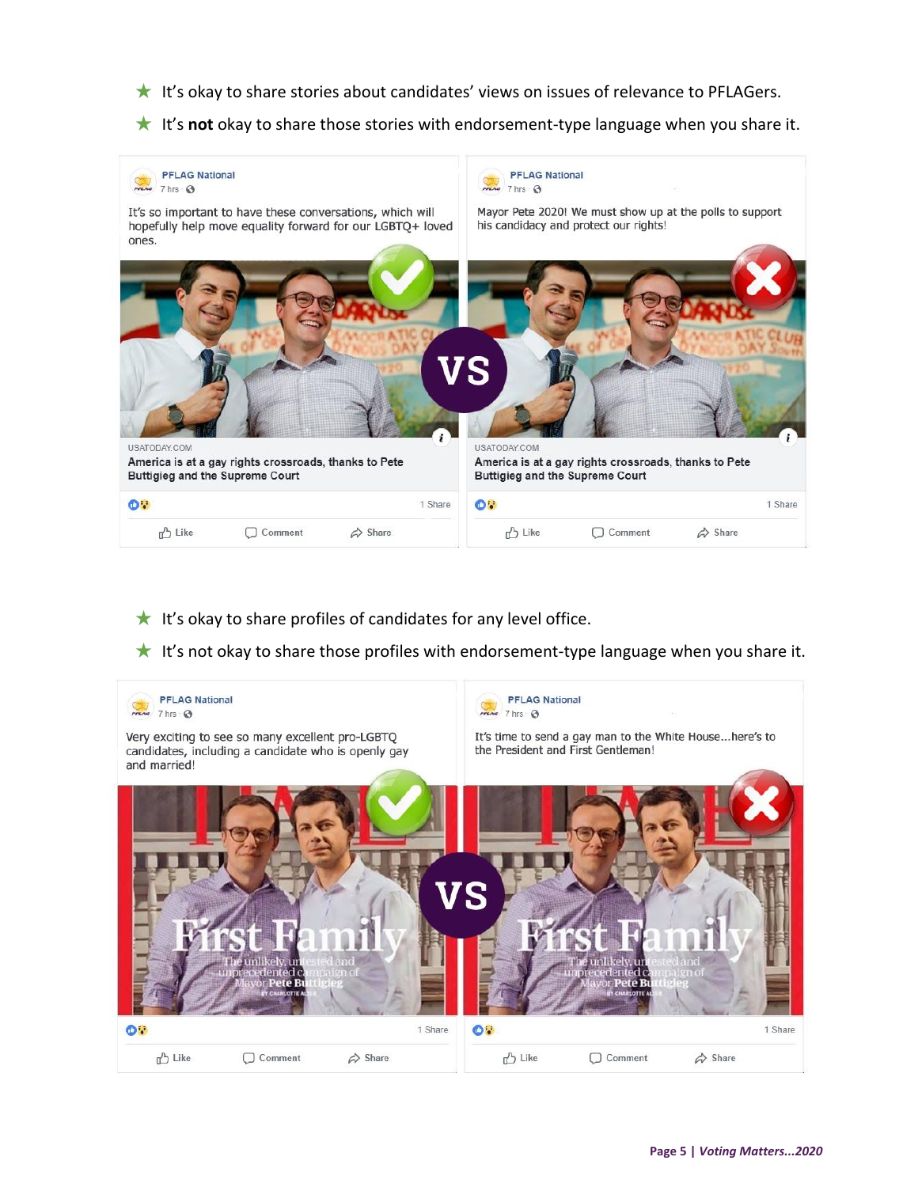- ★ It's okay to share stories about candidates' views on issues of relevance to PFLAGers.
- ★ It's **not** okay to share those stories with endorsement-type language when you share it.

PFLAG National
7 hrs

It's so important to have these conversations, which will hopefully help move equality forward for our LGBTQ+ loved ones.

USATODAY.COM
America is at a gay rights crossroads, thanks to Pete Buttigieg and the Supreme Court

1 Share

Like Comment Share

VS

PFLAG National
7 hrs

Mayor Pete 2020! We must show up at the polls to support his candidacy and protect our rights!

USATODAY.COM
America is at a gay rights crossroads, thanks to Pete Buttigieg and the Supreme Court

1 Share

Like Comment Share

- ★ It's okay to share profiles of candidates for any level office.
- ★ It's not okay to share those profiles with endorsement-type language when you share it.

PFLAG National
7 hrs

Very exciting to see so many excellent pro-LGBTQ candidates, including a candidate who is openly gay and married!

First Family
The unlikely, untested and unprecedented campaign of Mayor Pete Buttigieg
BY CHARLOTTE ALTER

1 Share

Like Comment Share

VS

PFLAG National
7 hrs

It's time to send a gay man to the White House...here's to the President and First Gentleman!

First Family
The unlikely, untested and unprecedented campaign of Mayor Pete Buttigieg
BY CHARLOTTE ALTER

1 Share

Like Comment Share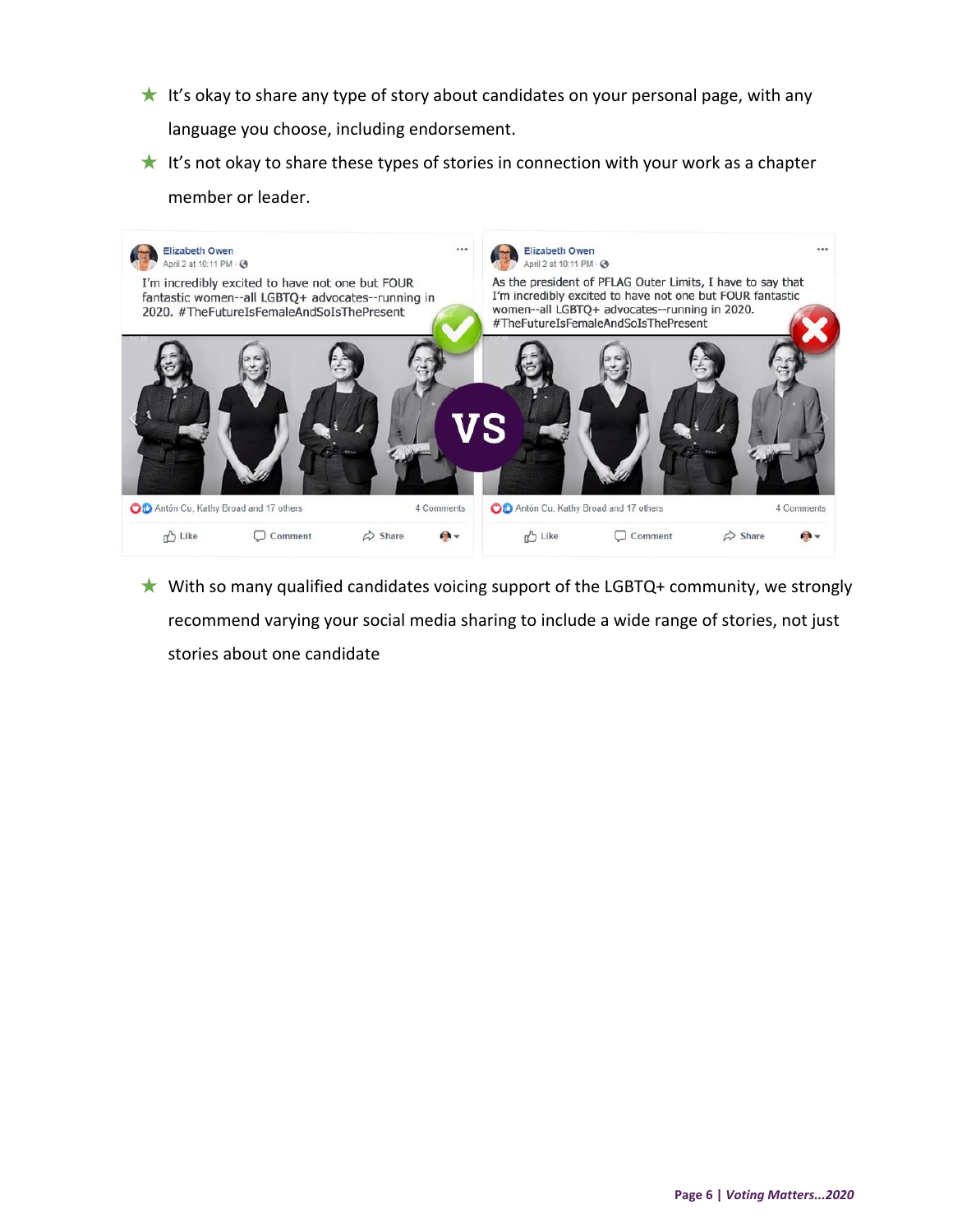- ★ It's okay to share any type of story about candidates on your personal page, with any language you choose, including endorsement.
- ★ It's not okay to share these types of stories in connection with your work as a chapter member or leader.

- ★ With so many qualified candidates voicing support of the LGBTQ+ community, we strongly recommend varying your social media sharing to include a wide range of stories, not just stories about one candidate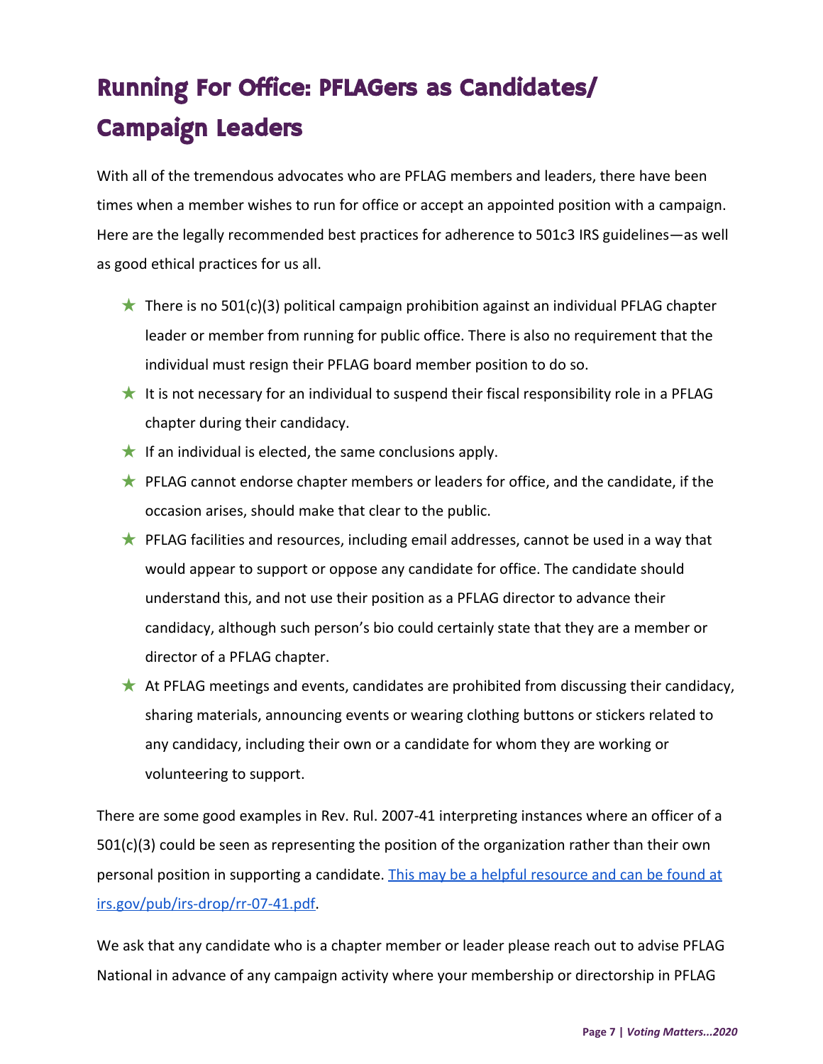# Running For Office: PFLAGers as Candidates/ Campaign Leaders

With all of the tremendous advocates who are PFLAG members and leaders, there have been times when a member wishes to run for office or accept an appointed position with a campaign. Here are the legally recommended best practices for adherence to 501c3 IRS guidelines—as well as good ethical practices for us all.

- There is no 501(c)(3) political campaign prohibition against an individual PFLAG chapter leader or member from running for public office. There is also no requirement that the individual must resign their PFLAG board member position to do so.
- It is not necessary for an individual to suspend their fiscal responsibility role in a PFLAG chapter during their candidacy.
- If an individual is elected, the same conclusions apply.
- PFLAG cannot endorse chapter members or leaders for office, and the candidate, if the occasion arises, should make that clear to the public.
- PFLAG facilities and resources, including email addresses, cannot be used in a way that would appear to support or oppose any candidate for office. The candidate should understand this, and not use their position as a PFLAG director to advance their candidacy, although such person's bio could certainly state that they are a member or director of a PFLAG chapter.
- At PFLAG meetings and events, candidates are prohibited from discussing their candidacy, sharing materials, announcing events or wearing clothing buttons or stickers related to any candidacy, including their own or a candidate for whom they are working or volunteering to support.

There are some good examples in Rev. Rul. 2007-41 interpreting instances where an officer of a 501(c)(3) could be seen as representing the position of the organization rather than their own personal position in supporting a candidate. [This may be a helpful resource and can be found at irs.gov/pub/irs-drop/rr-07-41.pdf](irs.gov/pub/irs-drop/rr-07-41.pdf).

We ask that any candidate who is a chapter member or leader please reach out to advise PFLAG National in advance of any campaign activity where your membership or directorship in PFLAG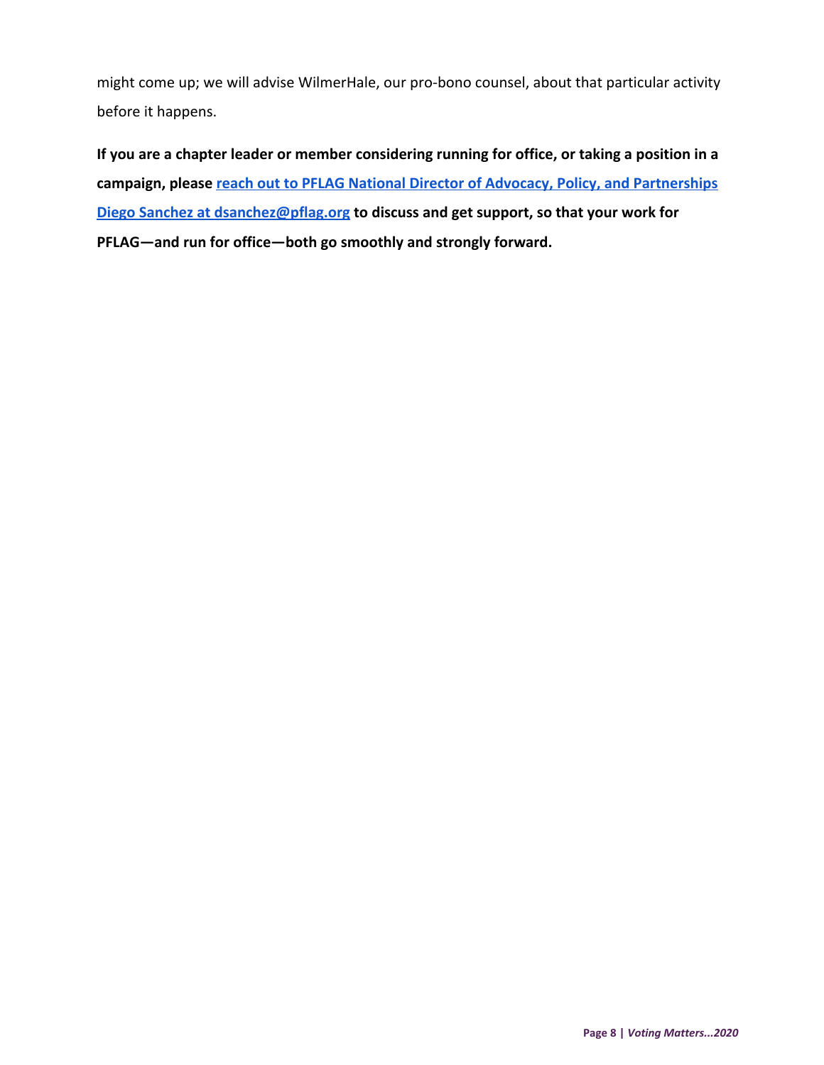might come up; we will advise WilmerHale, our pro-bono counsel, about that particular activity before it happens.

**If you are a chapter leader or member considering running for office, or taking a position in a campaign, please reach out to PFLAG National Director of Advocacy, Policy, and Partnerships Diego Sanchez at dsanchez@pflag.org to discuss and get support, so that your work for PFLAG—and run for office—both go smoothly and strongly forward.**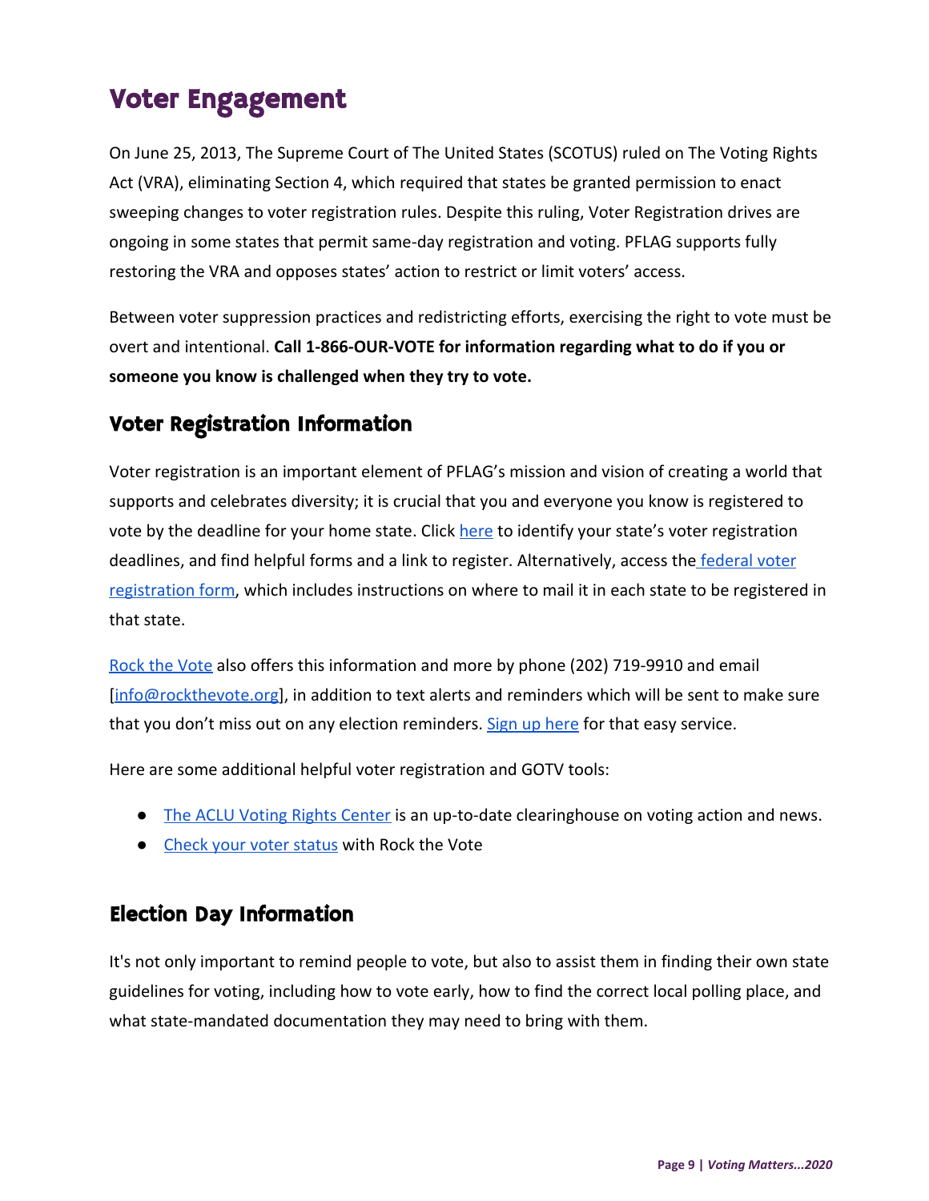# Voter Engagement

On June 25, 2013, The Supreme Court of The United States (SCOTUS) ruled on The Voting Rights Act (VRA), eliminating Section 4, which required that states be granted permission to enact sweeping changes to voter registration rules. Despite this ruling, Voter Registration drives are ongoing in some states that permit same-day registration and voting. PFLAG supports fully restoring the VRA and opposes states' action to restrict or limit voters' access.

Between voter suppression practices and redistricting efforts, exercising the right to vote must be overt and intentional. **Call 1-866-OUR-VOTE for information regarding what to do if you or someone you know is challenged when they try to vote.**

## Voter Registration Information

Voter registration is an important element of PFLAG's mission and vision of creating a world that supports and celebrates diversity; it is crucial that you and everyone you know is registered to vote by the deadline for your home state. Click here to identify your state's voter registration deadlines, and find helpful forms and a link to register. Alternatively, access the federal voter registration form, which includes instructions on where to mail it in each state to be registered in that state.

Rock the Vote also offers this information and more by phone (202) 719-9910 and email [info@rockthevote.org], in addition to text alerts and reminders which will be sent to make sure that you don't miss out on any election reminders. Sign up here for that easy service.

Here are some additional helpful voter registration and GOTV tools:

- The ACLU Voting Rights Center is an up-to-date clearinghouse on voting action and news.
- Check your voter status with Rock the Vote

## Election Day Information

It's not only important to remind people to vote, but also to assist them in finding their own state guidelines for voting, including how to vote early, how to find the correct local polling place, and what state-mandated documentation they may need to bring with them.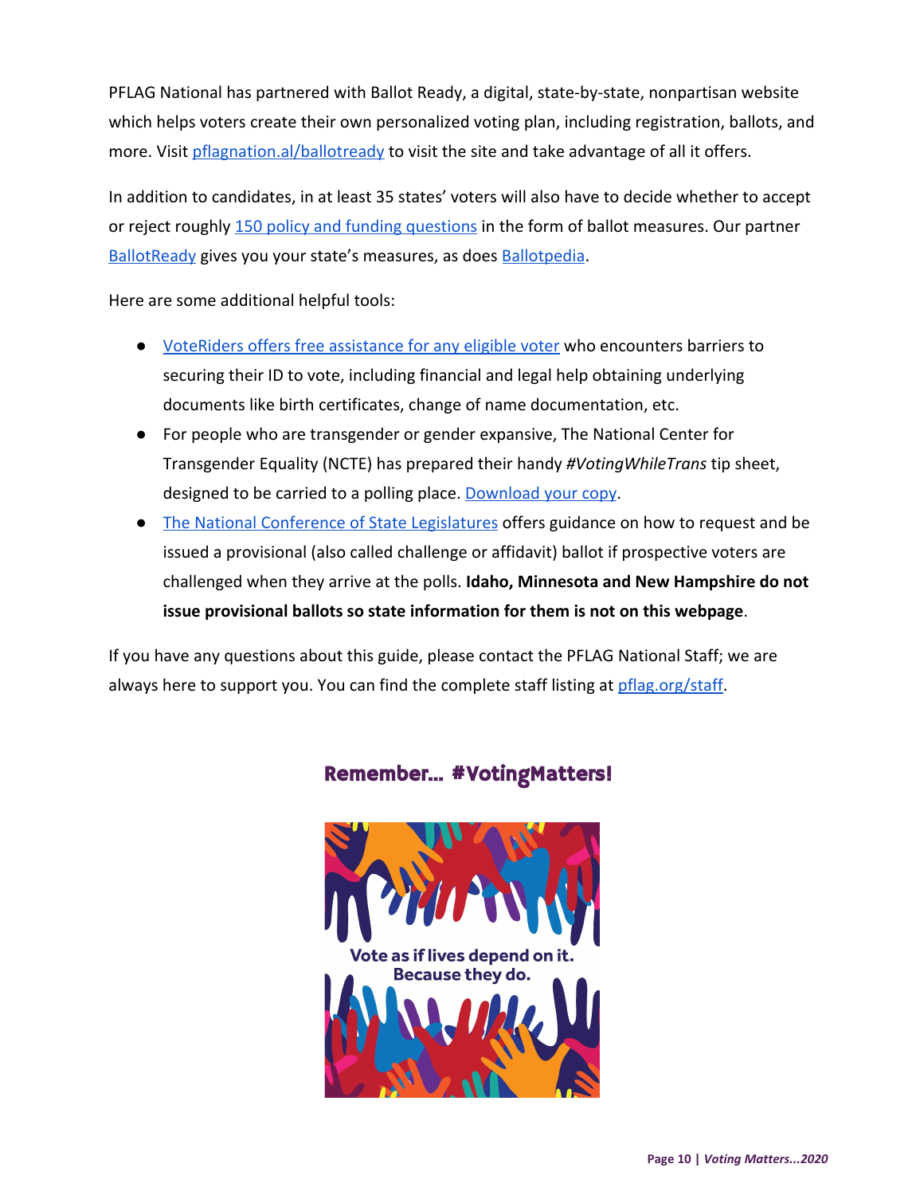PFLAG National has partnered with Ballot Ready, a digital, state-by-state, nonpartisan website which helps voters create their own personalized voting plan, including registration, ballots, and more. Visit pflagnation.al/ballotready to visit the site and take advantage of all it offers.

In addition to candidates, in at least 35 states' voters will also have to decide whether to accept or reject roughly 150 policy and funding questions in the form of ballot measures. Our partner BallotReady gives you your state's measures, as does Ballotpedia.

Here are some additional helpful tools:

- VoteRiders offers free assistance for any eligible voter who encounters barriers to securing their ID to vote, including financial and legal help obtaining underlying documents like birth certificates, change of name documentation, etc.
- For people who are transgender or gender expansive, The National Center for Transgender Equality (NCTE) has prepared their handy *#VotingWhileTrans* tip sheet, designed to be carried to a polling place. Download your copy.
- The National Conference of State Legislatures offers guidance on how to request and be issued a provisional (also called challenge or affidavit) ballot if prospective voters are challenged when they arrive at the polls. **Idaho, Minnesota and New Hampshire do not issue provisional ballots so state information for them is not on this webpage**.

If you have any questions about this guide, please contact the PFLAG National Staff; we are always here to support you. You can find the complete staff listing at pflag.org/staff.

## Remember... #VotingMatters!

Vote as if lives depend on it.
Because they do.